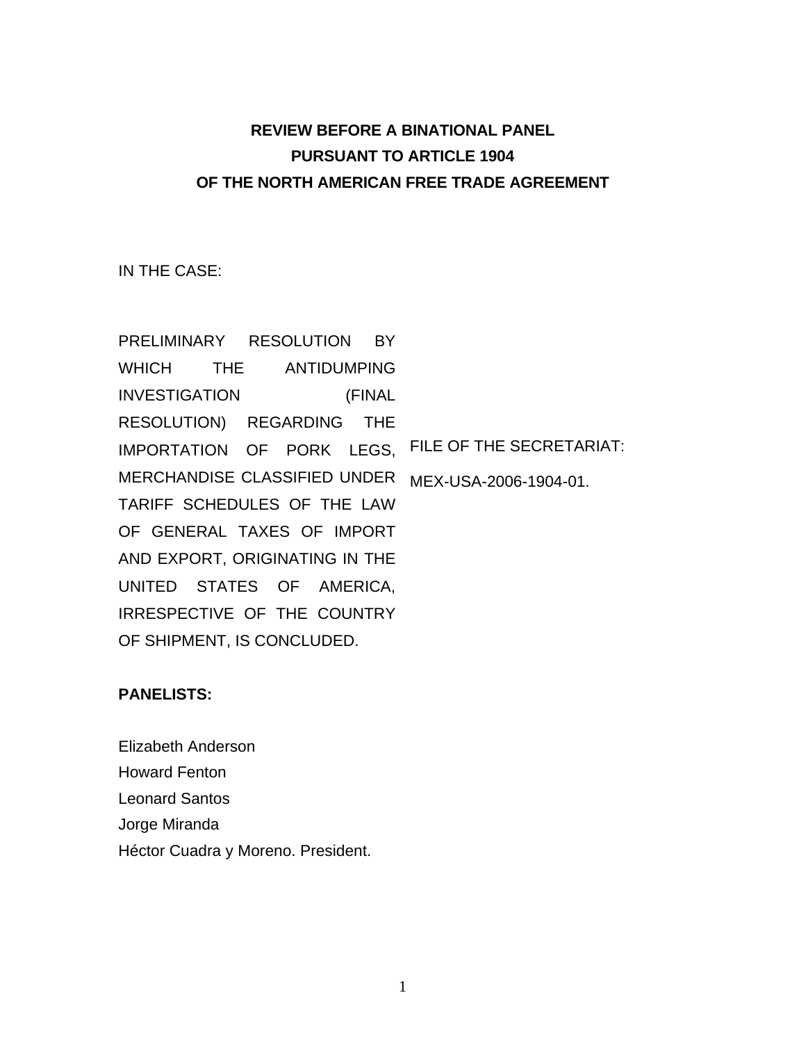**REVIEW BEFORE A BINATIONAL PANEL**
**PURSUANT TO ARTICLE 1904**
**OF THE NORTH AMERICAN FREE TRADE AGREEMENT**

IN THE CASE:

PRELIMINARY RESOLUTION BY WHICH THE ANTIDUMPING INVESTIGATION (FINAL RESOLUTION) REGARDING THE IMPORTATION OF PORK LEGS, MERCHANDISE CLASSIFIED UNDER TARIFF SCHEDULES OF THE LAW OF GENERAL TAXES OF IMPORT AND EXPORT, ORIGINATING IN THE UNITED STATES OF AMERICA, IRRESPECTIVE OF THE COUNTRY OF SHIPMENT, IS CONCLUDED.

FILE OF THE SECRETARIAT:
MEX-USA-2006-1904-01.

**PANELISTS:**

Elizabeth Anderson
Howard Fenton
Leonard Santos
Jorge Miranda
Héctor Cuadra y Moreno. President.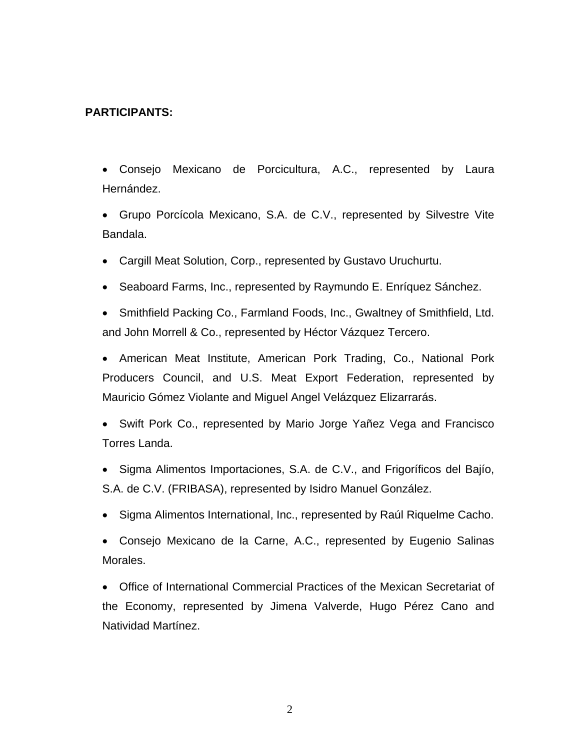**PARTICIPANTS:**

- Consejo Mexicano de Porcicultura, A.C., represented by Laura Hernández.
- Grupo Porcícola Mexicano, S.A. de C.V., represented by Silvestre Vite Bandala.
- Cargill Meat Solution, Corp., represented by Gustavo Uruchurtu.
- Seaboard Farms, Inc., represented by Raymundo E. Enríquez Sánchez.
- Smithfield Packing Co., Farmland Foods, Inc., Gwaltney of Smithfield, Ltd. and John Morrell & Co., represented by Héctor Vázquez Tercero.
- American Meat Institute, American Pork Trading, Co., National Pork Producers Council, and U.S. Meat Export Federation, represented by Mauricio Gómez Violante and Miguel Angel Velázquez Elizarrarás.
- Swift Pork Co., represented by Mario Jorge Yañez Vega and Francisco Torres Landa.
- Sigma Alimentos Importaciones, S.A. de C.V., and Frigoríficos del Bajío, S.A. de C.V. (FRIBASA), represented by Isidro Manuel González.
- Sigma Alimentos International, Inc., represented by Raúl Riquelme Cacho.
- Consejo Mexicano de la Carne, A.C., represented by Eugenio Salinas Morales.
- Office of International Commercial Practices of the Mexican Secretariat of the Economy, represented by Jimena Valverde, Hugo Pérez Cano and Natividad Martínez.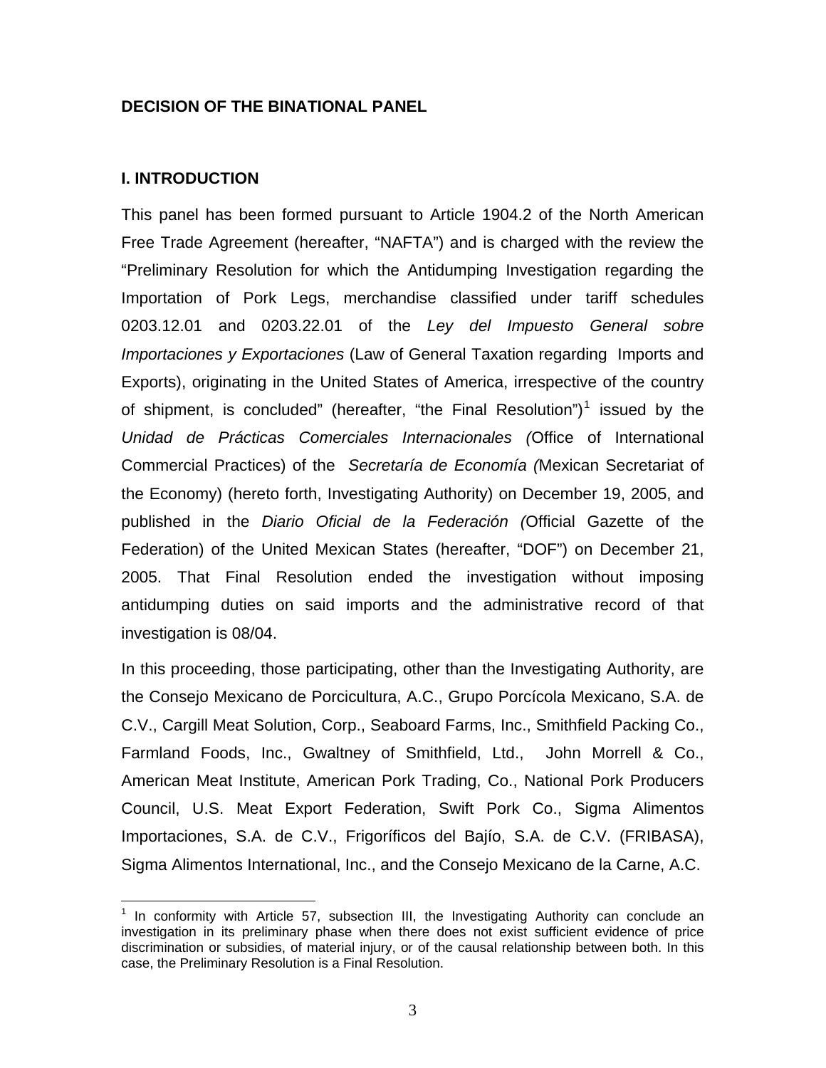**DECISION OF THE BINATIONAL PANEL**

**I. INTRODUCTION**

This panel has been formed pursuant to Article 1904.2 of the North American Free Trade Agreement (hereafter, "NAFTA") and is charged with the review the "Preliminary Resolution for which the Antidumping Investigation regarding the Importation of Pork Legs, merchandise classified under tariff schedules 0203.12.01 and 0203.22.01 of the *Ley del Impuesto General sobre Importaciones y Exportaciones* (Law of General Taxation regarding Imports and Exports), originating in the United States of America, irrespective of the country of shipment, is concluded" (hereafter, "the Final Resolution")[1] issued by the *Unidad de Prácticas Comerciales Internacionales (*Office of International Commercial Practices) of the *Secretaría de Economía (*Mexican Secretariat of the Economy) (hereto forth, Investigating Authority) on December 19, 2005, and published in the *Diario Oficial de la Federación (*Official Gazette of the Federation) of the United Mexican States (hereafter, "DOF") on December 21, 2005. That Final Resolution ended the investigation without imposing antidumping duties on said imports and the administrative record of that investigation is 08/04.

In this proceeding, those participating, other than the Investigating Authority, are the Consejo Mexicano de Porcicultura, A.C., Grupo Porcícola Mexicano, S.A. de C.V., Cargill Meat Solution, Corp., Seaboard Farms, Inc., Smithfield Packing Co., Farmland Foods, Inc., Gwaltney of Smithfield, Ltd., John Morrell & Co., American Meat Institute, American Pork Trading, Co., National Pork Producers Council, U.S. Meat Export Federation, Swift Pork Co., Sigma Alimentos Importaciones, S.A. de C.V., Frigoríficos del Bajío, S.A. de C.V. (FRIBASA), Sigma Alimentos International, Inc., and the Consejo Mexicano de la Carne, A.C.

---

[1] In conformity with Article 57, subsection III, the Investigating Authority can conclude an investigation in its preliminary phase when there does not exist sufficient evidence of price discrimination or subsidies, of material injury, or of the causal relationship between both. In this case, the Preliminary Resolution is a Final Resolution.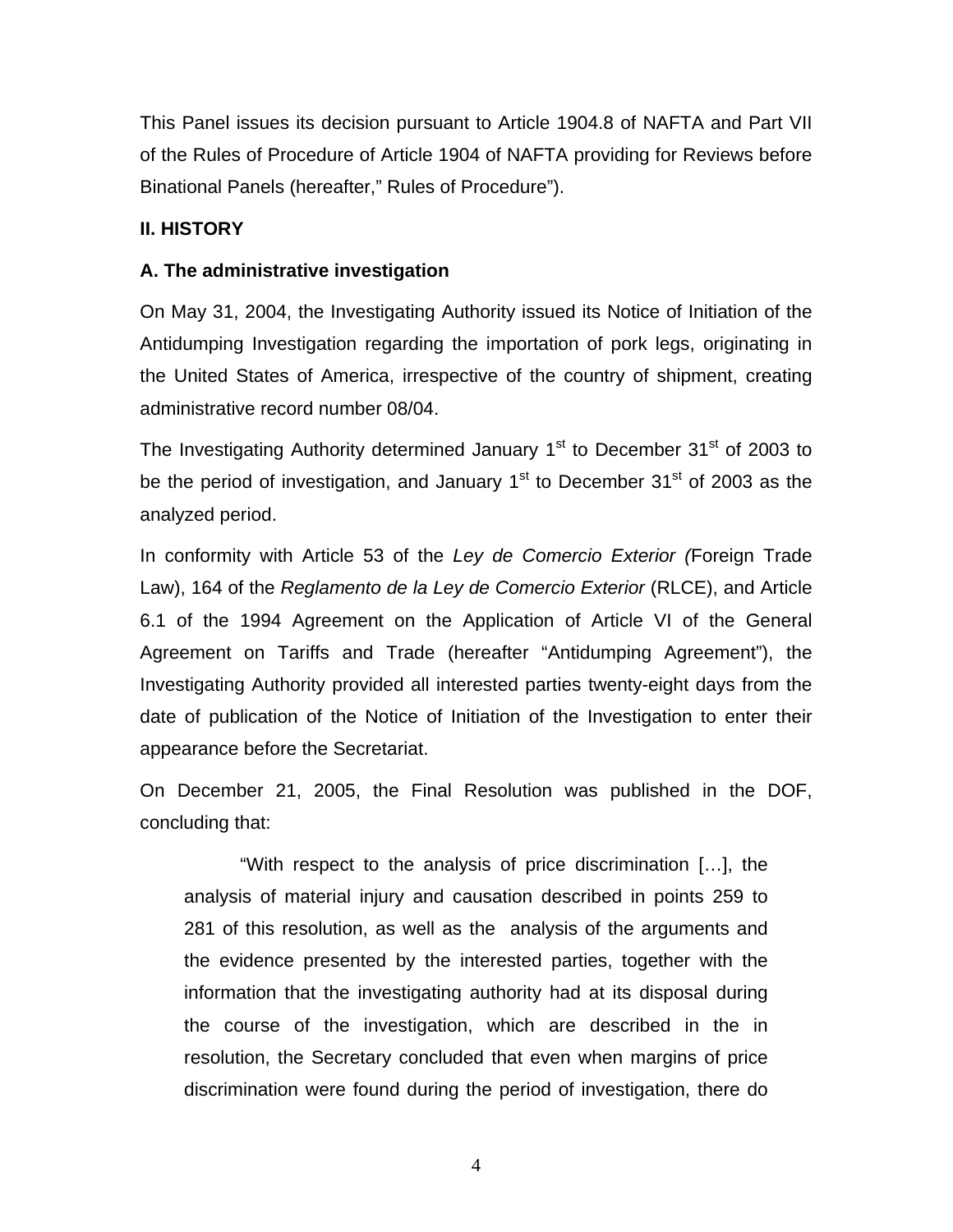This Panel issues its decision pursuant to Article 1904.8 of NAFTA and Part VII of the Rules of Procedure of Article 1904 of NAFTA providing for Reviews before Binational Panels (hereafter," Rules of Procedure").

## II. HISTORY

### A. The administrative investigation

On May 31, 2004, the Investigating Authority issued its Notice of Initiation of the Antidumping Investigation regarding the importation of pork legs, originating in the United States of America, irrespective of the country of shipment, creating administrative record number 08/04.

The Investigating Authority determined January 1st to December 31st of 2003 to be the period of investigation, and January 1st to December 31st of 2003 as the analyzed period.

In conformity with Article 53 of the *Ley de Comercio Exterior (*Foreign Trade Law), 164 of the *Reglamento de la Ley de Comercio Exterior* (RLCE), and Article 6.1 of the 1994 Agreement on the Application of Article VI of the General Agreement on Tariffs and Trade (hereafter "Antidumping Agreement"), the Investigating Authority provided all interested parties twenty-eight days from the date of publication of the Notice of Initiation of the Investigation to enter their appearance before the Secretariat.

On December 21, 2005, the Final Resolution was published in the DOF, concluding that:

> "With respect to the analysis of price discrimination […], the analysis of material injury and causation described in points 259 to 281 of this resolution, as well as the analysis of the arguments and the evidence presented by the interested parties, together with the information that the investigating authority had at its disposal during the course of the investigation, which are described in the in resolution, the Secretary concluded that even when margins of price discrimination were found during the period of investigation, there do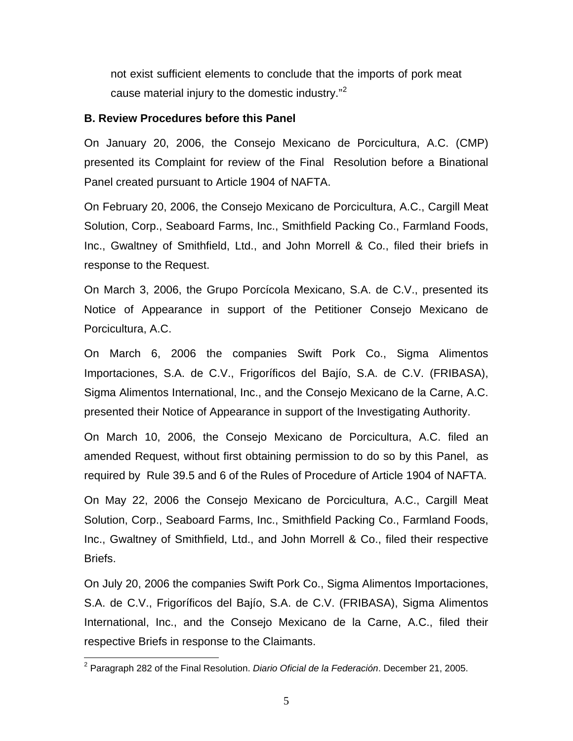not exist sufficient elements to conclude that the imports of pork meat cause material injury to the domestic industry."[2]

**B. Review Procedures before this Panel**

On January 20, 2006, the Consejo Mexicano de Porcicultura, A.C. (CMP) presented its Complaint for review of the Final Resolution before a Binational Panel created pursuant to Article 1904 of NAFTA.

On February 20, 2006, the Consejo Mexicano de Porcicultura, A.C., Cargill Meat Solution, Corp., Seaboard Farms, Inc., Smithfield Packing Co., Farmland Foods, Inc., Gwaltney of Smithfield, Ltd., and John Morrell & Co., filed their briefs in response to the Request.

On March 3, 2006, the Grupo Porcícola Mexicano, S.A. de C.V., presented its Notice of Appearance in support of the Petitioner Consejo Mexicano de Porcicultura, A.C.

On March 6, 2006 the companies Swift Pork Co., Sigma Alimentos Importaciones, S.A. de C.V., Frigoríficos del Bajío, S.A. de C.V. (FRIBASA), Sigma Alimentos International, Inc., and the Consejo Mexicano de la Carne, A.C. presented their Notice of Appearance in support of the Investigating Authority.

On March 10, 2006, the Consejo Mexicano de Porcicultura, A.C. filed an amended Request, without first obtaining permission to do so by this Panel, as required by Rule 39.5 and 6 of the Rules of Procedure of Article 1904 of NAFTA.

On May 22, 2006 the Consejo Mexicano de Porcicultura, A.C., Cargill Meat Solution, Corp., Seaboard Farms, Inc., Smithfield Packing Co., Farmland Foods, Inc., Gwaltney of Smithfield, Ltd., and John Morrell & Co., filed their respective Briefs.

On July 20, 2006 the companies Swift Pork Co., Sigma Alimentos Importaciones, S.A. de C.V., Frigoríficos del Bajío, S.A. de C.V. (FRIBASA), Sigma Alimentos International, Inc., and the Consejo Mexicano de la Carne, A.C., filed their respective Briefs in response to the Claimants.

---

[2] Paragraph 282 of the Final Resolution. *Diario Oficial de la Federación*. December 21, 2005.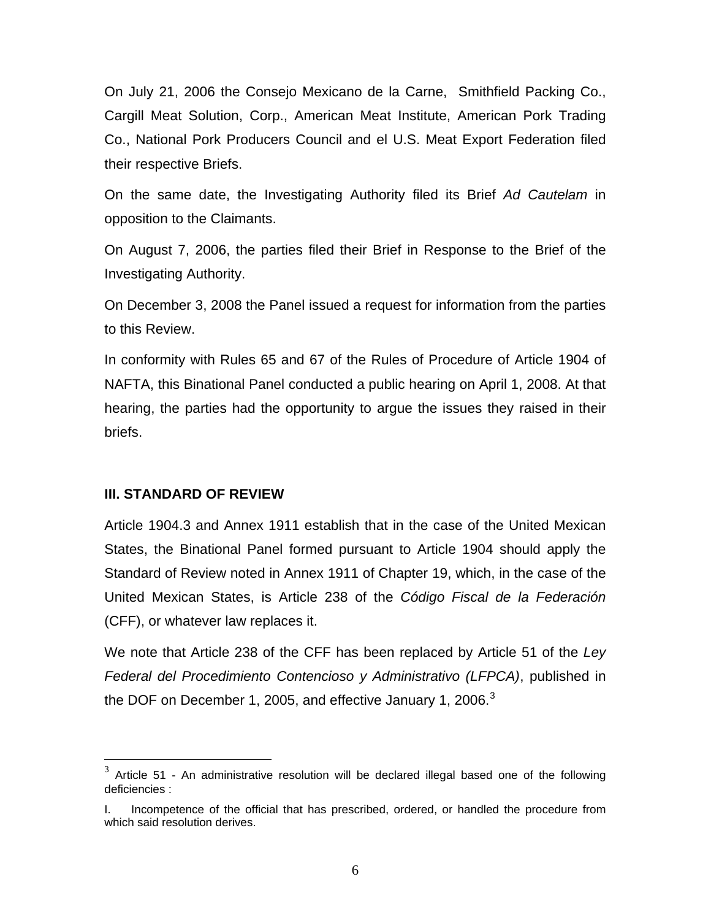On July 21, 2006 the Consejo Mexicano de la Carne, Smithfield Packing Co., Cargill Meat Solution, Corp., American Meat Institute, American Pork Trading Co., National Pork Producers Council and el U.S. Meat Export Federation filed their respective Briefs.

On the same date, the Investigating Authority filed its Brief *Ad Cautelam* in opposition to the Claimants.

On August 7, 2006, the parties filed their Brief in Response to the Brief of the Investigating Authority.

On December 3, 2008 the Panel issued a request for information from the parties to this Review.

In conformity with Rules 65 and 67 of the Rules of Procedure of Article 1904 of NAFTA, this Binational Panel conducted a public hearing on April 1, 2008. At that hearing, the parties had the opportunity to argue the issues they raised in their briefs.

## III. STANDARD OF REVIEW

Article 1904.3 and Annex 1911 establish that in the case of the United Mexican States, the Binational Panel formed pursuant to Article 1904 should apply the Standard of Review noted in Annex 1911 of Chapter 19, which, in the case of the United Mexican States, is Article 238 of the *Código Fiscal de la Federación* (CFF), or whatever law replaces it.

We note that Article 238 of the CFF has been replaced by Article 51 of the *Ley Federal del Procedimiento Contencioso y Administrativo (LFPCA)*, published in the DOF on December 1, 2005, and effective January 1, 2006.[3]

---

[3] Article 51 - An administrative resolution will be declared illegal based one of the following deficiencies :

I. Incompetence of the official that has prescribed, ordered, or handled the procedure from which said resolution derives.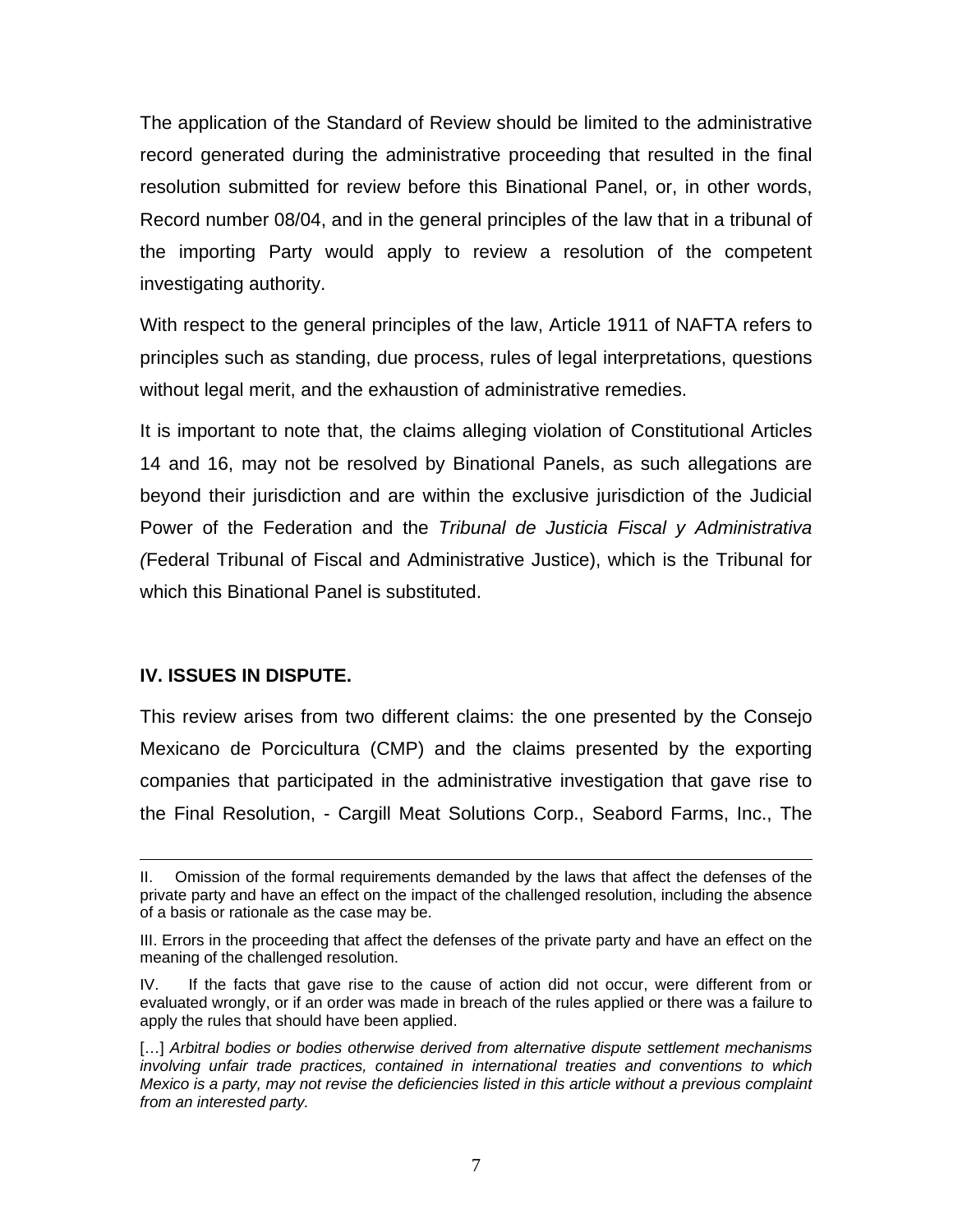The application of the Standard of Review should be limited to the administrative record generated during the administrative proceeding that resulted in the final resolution submitted for review before this Binational Panel, or, in other words, Record number 08/04, and in the general principles of the law that in a tribunal of the importing Party would apply to review a resolution of the competent investigating authority.

With respect to the general principles of the law, Article 1911 of NAFTA refers to principles such as standing, due process, rules of legal interpretations, questions without legal merit, and the exhaustion of administrative remedies.

It is important to note that, the claims alleging violation of Constitutional Articles 14 and 16, may not be resolved by Binational Panels, as such allegations are beyond their jurisdiction and are within the exclusive jurisdiction of the Judicial Power of the Federation and the *Tribunal de Justicia Fiscal y Administrativa (*Federal Tribunal of Fiscal and Administrative Justice), which is the Tribunal for which this Binational Panel is substituted.

## IV. ISSUES IN DISPUTE.

This review arises from two different claims: the one presented by the Consejo Mexicano de Porcicultura (CMP) and the claims presented by the exporting companies that participated in the administrative investigation that gave rise to the Final Resolution, - Cargill Meat Solutions Corp., Seabord Farms, Inc., The

---

II. Omission of the formal requirements demanded by the laws that affect the defenses of the private party and have an effect on the impact of the challenged resolution, including the absence of a basis or rationale as the case may be.

III. Errors in the proceeding that affect the defenses of the private party and have an effect on the meaning of the challenged resolution.

IV. If the facts that gave rise to the cause of action did not occur, were different from or evaluated wrongly, or if an order was made in breach of the rules applied or there was a failure to apply the rules that should have been applied.

[…] *Arbitral bodies or bodies otherwise derived from alternative dispute settlement mechanisms involving unfair trade practices, contained in international treaties and conventions to which Mexico is a party, may not revise the deficiencies listed in this article without a previous complaint from an interested party.*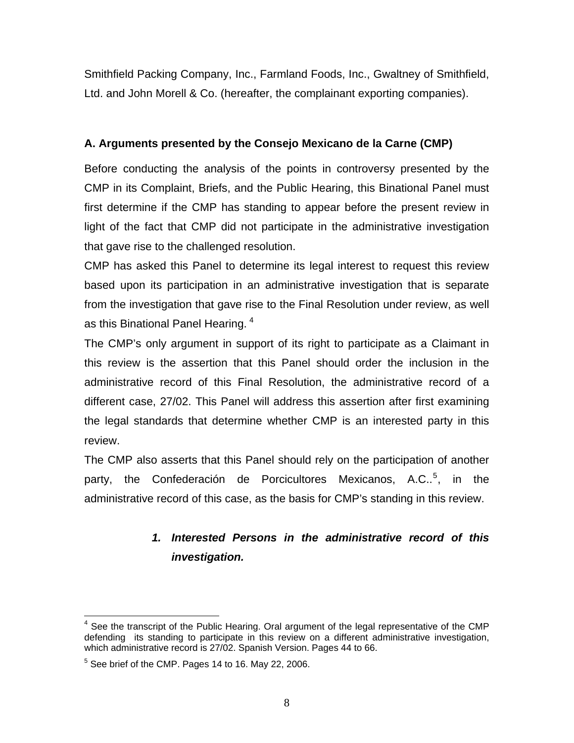Smithfield Packing Company, Inc., Farmland Foods, Inc., Gwaltney of Smithfield, Ltd. and John Morell & Co. (hereafter, the complainant exporting companies).

**A. Arguments presented by the Consejo Mexicano de la Carne (CMP)**

Before conducting the analysis of the points in controversy presented by the CMP in its Complaint, Briefs, and the Public Hearing, this Binational Panel must first determine if the CMP has standing to appear before the present review in light of the fact that CMP did not participate in the administrative investigation that gave rise to the challenged resolution.

CMP has asked this Panel to determine its legal interest to request this review based upon its participation in an administrative investigation that is separate from the investigation that gave rise to the Final Resolution under review, as well as this Binational Panel Hearing. [4]

The CMP's only argument in support of its right to participate as a Claimant in this review is the assertion that this Panel should order the inclusion in the administrative record of this Final Resolution, the administrative record of a different case, 27/02. This Panel will address this assertion after first examining the legal standards that determine whether CMP is an interested party in this review.

The CMP also asserts that this Panel should rely on the participation of another party, the Confederación de Porcicultores Mexicanos, A.C..[5], in the administrative record of this case, as the basis for CMP's standing in this review.

***1. Interested Persons in the administrative record of this investigation.***

---

[4] See the transcript of the Public Hearing. Oral argument of the legal representative of the CMP defending its standing to participate in this review on a different administrative investigation, which administrative record is 27/02. Spanish Version. Pages 44 to 66.

[5] See brief of the CMP. Pages 14 to 16. May 22, 2006.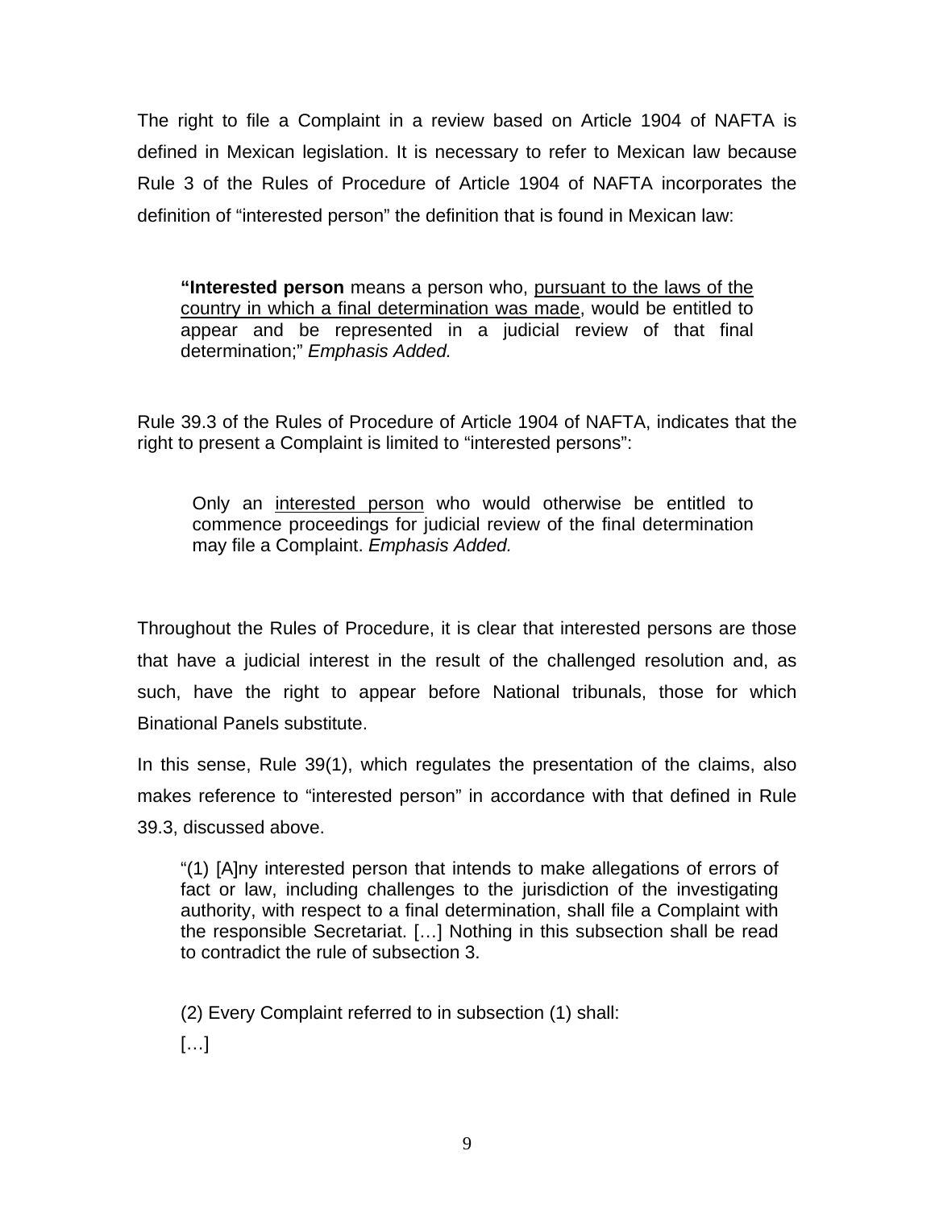The right to file a Complaint in a review based on Article 1904 of NAFTA is defined in Mexican legislation. It is necessary to refer to Mexican law because Rule 3 of the Rules of Procedure of Article 1904 of NAFTA incorporates the definition of "interested person" the definition that is found in Mexican law:

> **"Interested person** means a person who, <u>pursuant to the laws of the country in which a final determination was made</u>, would be entitled to appear and be represented in a judicial review of that final determination;" *Emphasis Added.*

Rule 39.3 of the Rules of Procedure of Article 1904 of NAFTA, indicates that the right to present a Complaint is limited to "interested persons":

> Only an <u>interested person</u> who would otherwise be entitled to commence proceedings for judicial review of the final determination may file a Complaint. *Emphasis Added.*

Throughout the Rules of Procedure, it is clear that interested persons are those that have a judicial interest in the result of the challenged resolution and, as such, have the right to appear before National tribunals, those for which Binational Panels substitute.

In this sense, Rule 39(1), which regulates the presentation of the claims, also makes reference to "interested person" in accordance with that defined in Rule 39.3, discussed above.

> "(1) [A]ny interested person that intends to make allegations of errors of fact or law, including challenges to the jurisdiction of the investigating authority, with respect to a final determination, shall file a Complaint with the responsible Secretariat. […] Nothing in this subsection shall be read to contradict the rule of subsection 3.
>
> (2) Every Complaint referred to in subsection (1) shall:
>
> […]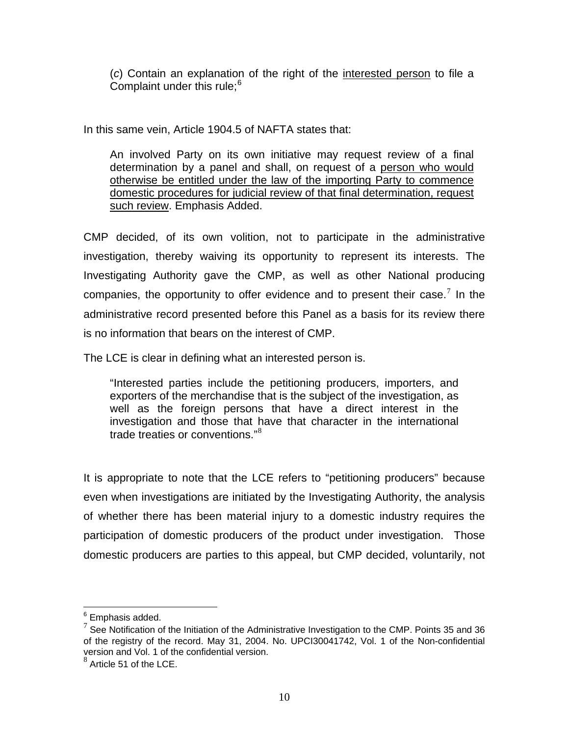> (*c*) Contain an explanation of the right of the <u>interested person</u> to file a Complaint under this rule;[6]

In this same vein, Article 1904.5 of NAFTA states that:

> An involved Party on its own initiative may request review of a final determination by a panel and shall, on request of a <u>person who would otherwise be entitled under the law of the importing Party to commence domestic procedures for judicial review of that final determination, request such review</u>. Emphasis Added.

CMP decided, of its own volition, not to participate in the administrative investigation, thereby waiving its opportunity to represent its interests. The Investigating Authority gave the CMP, as well as other National producing companies, the opportunity to offer evidence and to present their case.[7] In the administrative record presented before this Panel as a basis for its review there is no information that bears on the interest of CMP.

The LCE is clear in defining what an interested person is.

> "Interested parties include the petitioning producers, importers, and exporters of the merchandise that is the subject of the investigation, as well as the foreign persons that have a direct interest in the investigation and those that have that character in the international trade treaties or conventions."[8]

It is appropriate to note that the LCE refers to "petitioning producers" because even when investigations are initiated by the Investigating Authority, the analysis of whether there has been material injury to a domestic industry requires the participation of domestic producers of the product under investigation. Those domestic producers are parties to this appeal, but CMP decided, voluntarily, not

---

[6] Emphasis added.

[7] See Notification of the Initiation of the Administrative Investigation to the CMP. Points 35 and 36 of the registry of the record. May 31, 2004. No. UPCI30041742, Vol. 1 of the Non-confidential version and Vol. 1 of the confidential version.

[8] Article 51 of the LCE.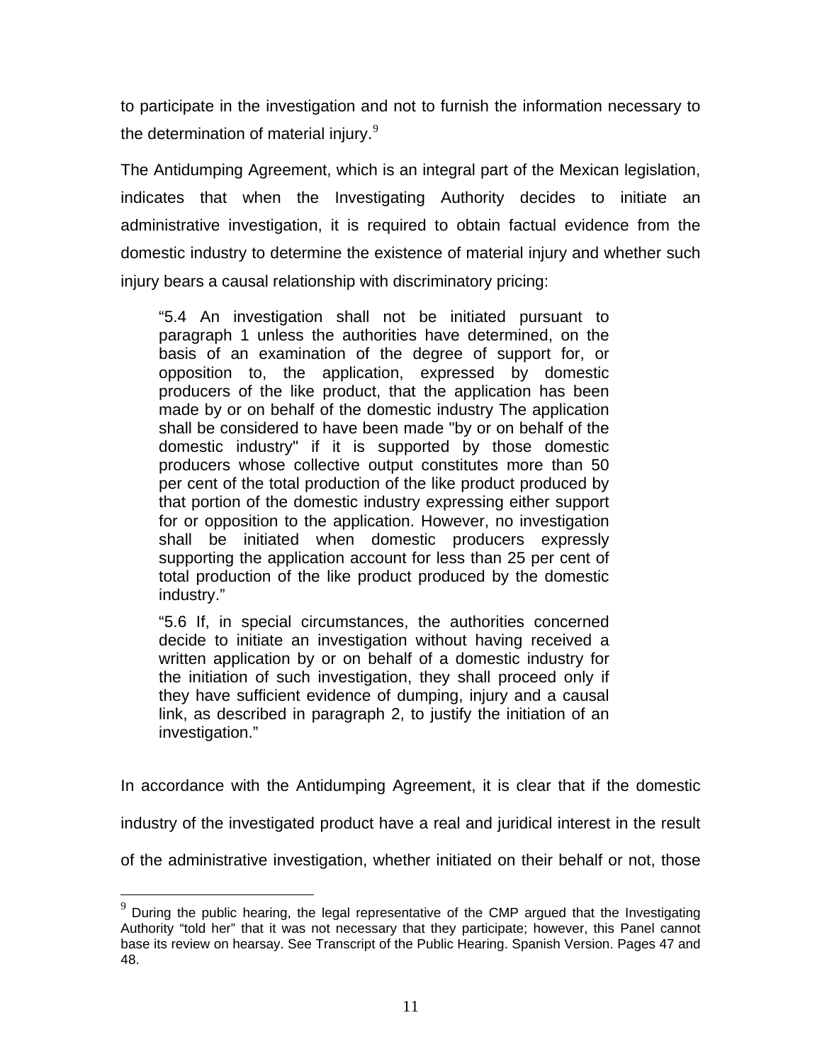to participate in the investigation and not to furnish the information necessary to the determination of material injury.[9]

The Antidumping Agreement, which is an integral part of the Mexican legislation, indicates that when the Investigating Authority decides to initiate an administrative investigation, it is required to obtain factual evidence from the domestic industry to determine the existence of material injury and whether such injury bears a causal relationship with discriminatory pricing:

> "5.4 An investigation shall not be initiated pursuant to paragraph 1 unless the authorities have determined, on the basis of an examination of the degree of support for, or opposition to, the application, expressed by domestic producers of the like product, that the application has been made by or on behalf of the domestic industry The application shall be considered to have been made "by or on behalf of the domestic industry" if it is supported by those domestic producers whose collective output constitutes more than 50 per cent of the total production of the like product produced by that portion of the domestic industry expressing either support for or opposition to the application. However, no investigation shall be initiated when domestic producers expressly supporting the application account for less than 25 per cent of total production of the like product produced by the domestic industry."
>
> "5.6 If, in special circumstances, the authorities concerned decide to initiate an investigation without having received a written application by or on behalf of a domestic industry for the initiation of such investigation, they shall proceed only if they have sufficient evidence of dumping, injury and a causal link, as described in paragraph 2, to justify the initiation of an investigation."

In accordance with the Antidumping Agreement, it is clear that if the domestic industry of the investigated product have a real and juridical interest in the result of the administrative investigation, whether initiated on their behalf or not, those

[9] During the public hearing, the legal representative of the CMP argued that the Investigating Authority "told her" that it was not necessary that they participate; however, this Panel cannot base its review on hearsay. See Transcript of the Public Hearing. Spanish Version. Pages 47 and 48.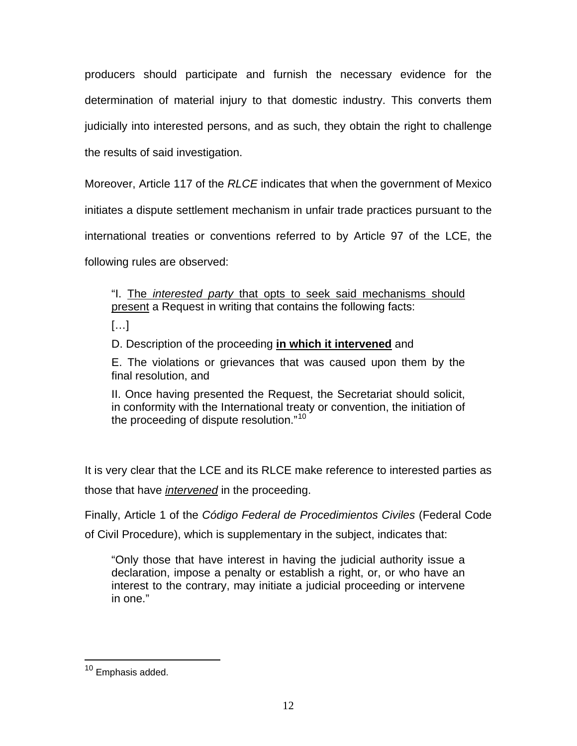producers should participate and furnish the necessary evidence for the determination of material injury to that domestic industry. This converts them judicially into interested persons, and as such, they obtain the right to challenge the results of said investigation.

Moreover, Article 117 of the *RLCE* indicates that when the government of Mexico initiates a dispute settlement mechanism in unfair trade practices pursuant to the international treaties or conventions referred to by Article 97 of the LCE, the following rules are observed:

> "I. <u>The *interested party* that opts to seek said mechanisms should present</u> a Request in writing that contains the following facts:
>
> […]
>
> D. Description of the proceeding **<u>in which it intervened</u>** and
>
> E. The violations or grievances that was caused upon them by the final resolution, and
>
> II. Once having presented the Request, the Secretariat should solicit, in conformity with the International treaty or convention, the initiation of the proceeding of dispute resolution."[10]

It is very clear that the LCE and its RLCE make reference to interested parties as those that have <u>*intervened*</u> in the proceeding.

Finally, Article 1 of the *Código Federal de Procedimientos Civiles* (Federal Code of Civil Procedure), which is supplementary in the subject, indicates that:

> "Only those that have interest in having the judicial authority issue a declaration, impose a penalty or establish a right, or, or who have an interest to the contrary, may initiate a judicial proceeding or intervene in one."

[10] Emphasis added.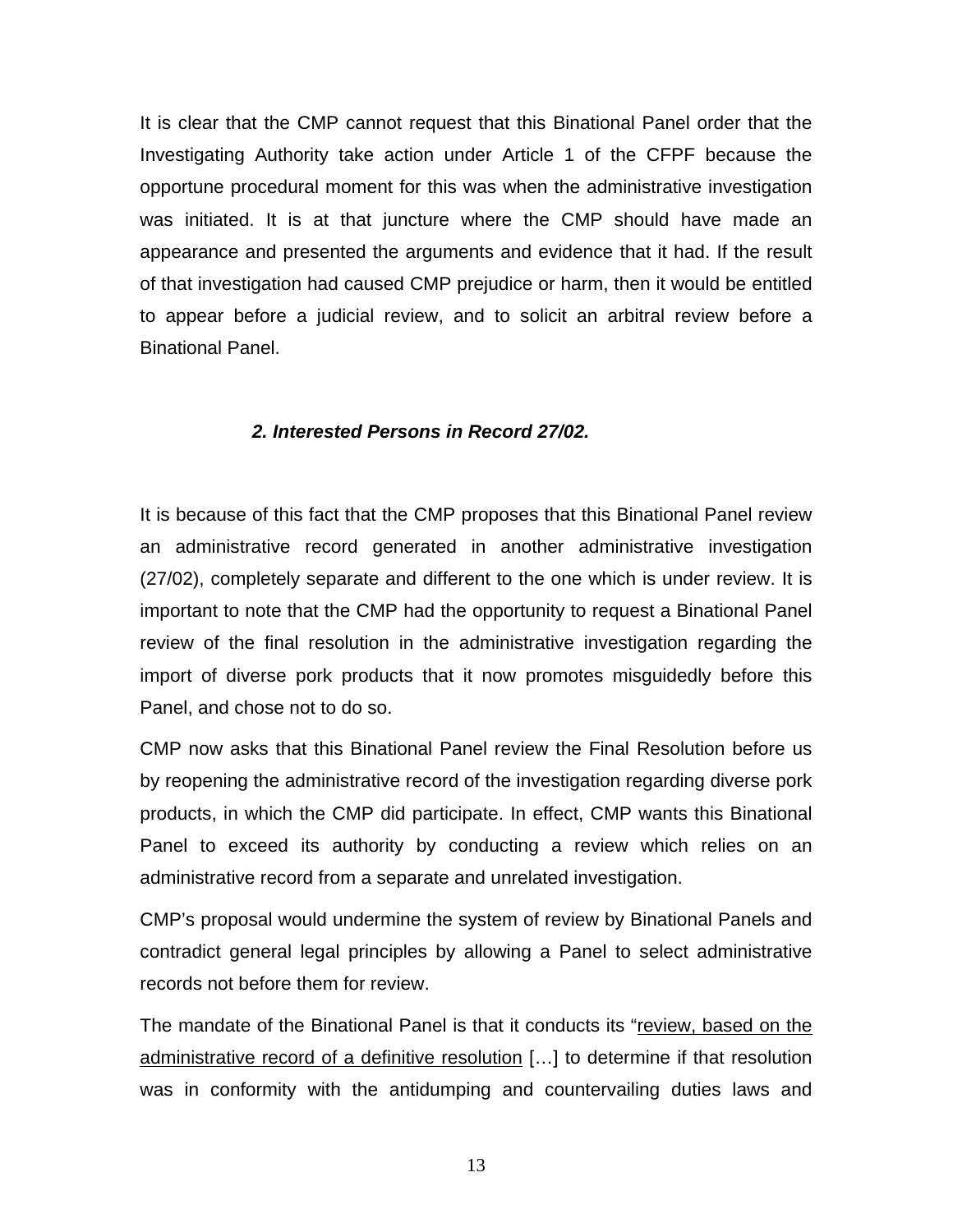It is clear that the CMP cannot request that this Binational Panel order that the Investigating Authority take action under Article 1 of the CFPF because the opportune procedural moment for this was when the administrative investigation was initiated. It is at that juncture where the CMP should have made an appearance and presented the arguments and evidence that it had. If the result of that investigation had caused CMP prejudice or harm, then it would be entitled to appear before a judicial review, and to solicit an arbitral review before a Binational Panel.

### *2. Interested Persons in Record 27/02.*

It is because of this fact that the CMP proposes that this Binational Panel review an administrative record generated in another administrative investigation (27/02), completely separate and different to the one which is under review. It is important to note that the CMP had the opportunity to request a Binational Panel review of the final resolution in the administrative investigation regarding the import of diverse pork products that it now promotes misguidedly before this Panel, and chose not to do so.

CMP now asks that this Binational Panel review the Final Resolution before us by reopening the administrative record of the investigation regarding diverse pork products, in which the CMP did participate. In effect, CMP wants this Binational Panel to exceed its authority by conducting a review which relies on an administrative record from a separate and unrelated investigation.

CMP's proposal would undermine the system of review by Binational Panels and contradict general legal principles by allowing a Panel to select administrative records not before them for review.

The mandate of the Binational Panel is that it conducts its "<u>review, based on the administrative record of a definitive resolution</u> […] to determine if that resolution was in conformity with the antidumping and countervailing duties laws and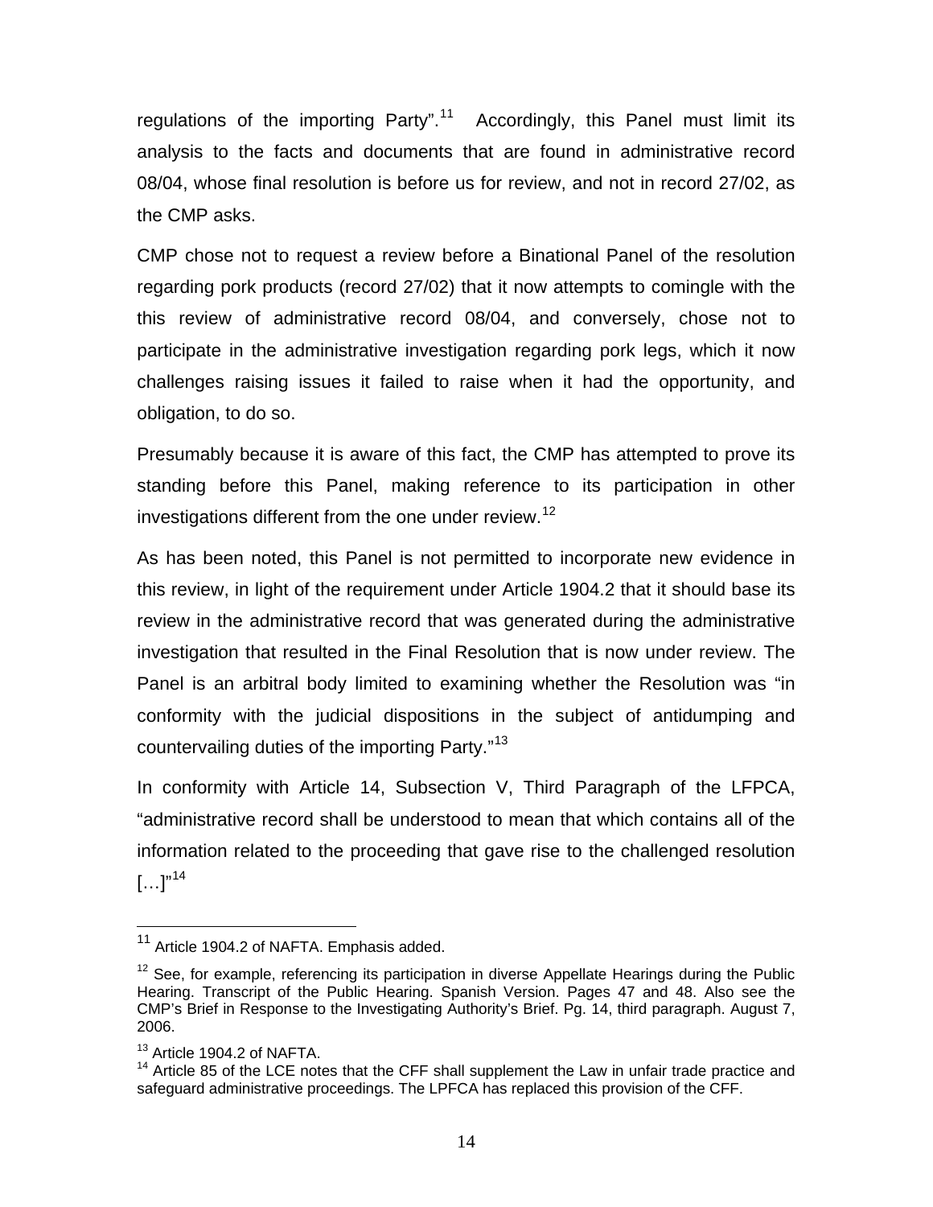regulations of the importing Party".[11] Accordingly, this Panel must limit its analysis to the facts and documents that are found in administrative record 08/04, whose final resolution is before us for review, and not in record 27/02, as the CMP asks.

CMP chose not to request a review before a Binational Panel of the resolution regarding pork products (record 27/02) that it now attempts to comingle with the this review of administrative record 08/04, and conversely, chose not to participate in the administrative investigation regarding pork legs, which it now challenges raising issues it failed to raise when it had the opportunity, and obligation, to do so.

Presumably because it is aware of this fact, the CMP has attempted to prove its standing before this Panel, making reference to its participation in other investigations different from the one under review.[12]

As has been noted, this Panel is not permitted to incorporate new evidence in this review, in light of the requirement under Article 1904.2 that it should base its review in the administrative record that was generated during the administrative investigation that resulted in the Final Resolution that is now under review. The Panel is an arbitral body limited to examining whether the Resolution was "in conformity with the judicial dispositions in the subject of antidumping and countervailing duties of the importing Party."[13]

In conformity with Article 14, Subsection V, Third Paragraph of the LFPCA, "administrative record shall be understood to mean that which contains all of the information related to the proceeding that gave rise to the challenged resolution […]"[14]

---

[11] Article 1904.2 of NAFTA. Emphasis added.

[12] See, for example, referencing its participation in diverse Appellate Hearings during the Public Hearing. Transcript of the Public Hearing. Spanish Version. Pages 47 and 48. Also see the CMP's Brief in Response to the Investigating Authority's Brief. Pg. 14, third paragraph. August 7, 2006.

[13] Article 1904.2 of NAFTA.

[14] Article 85 of the LCE notes that the CFF shall supplement the Law in unfair trade practice and safeguard administrative proceedings. The LPFCA has replaced this provision of the CFF.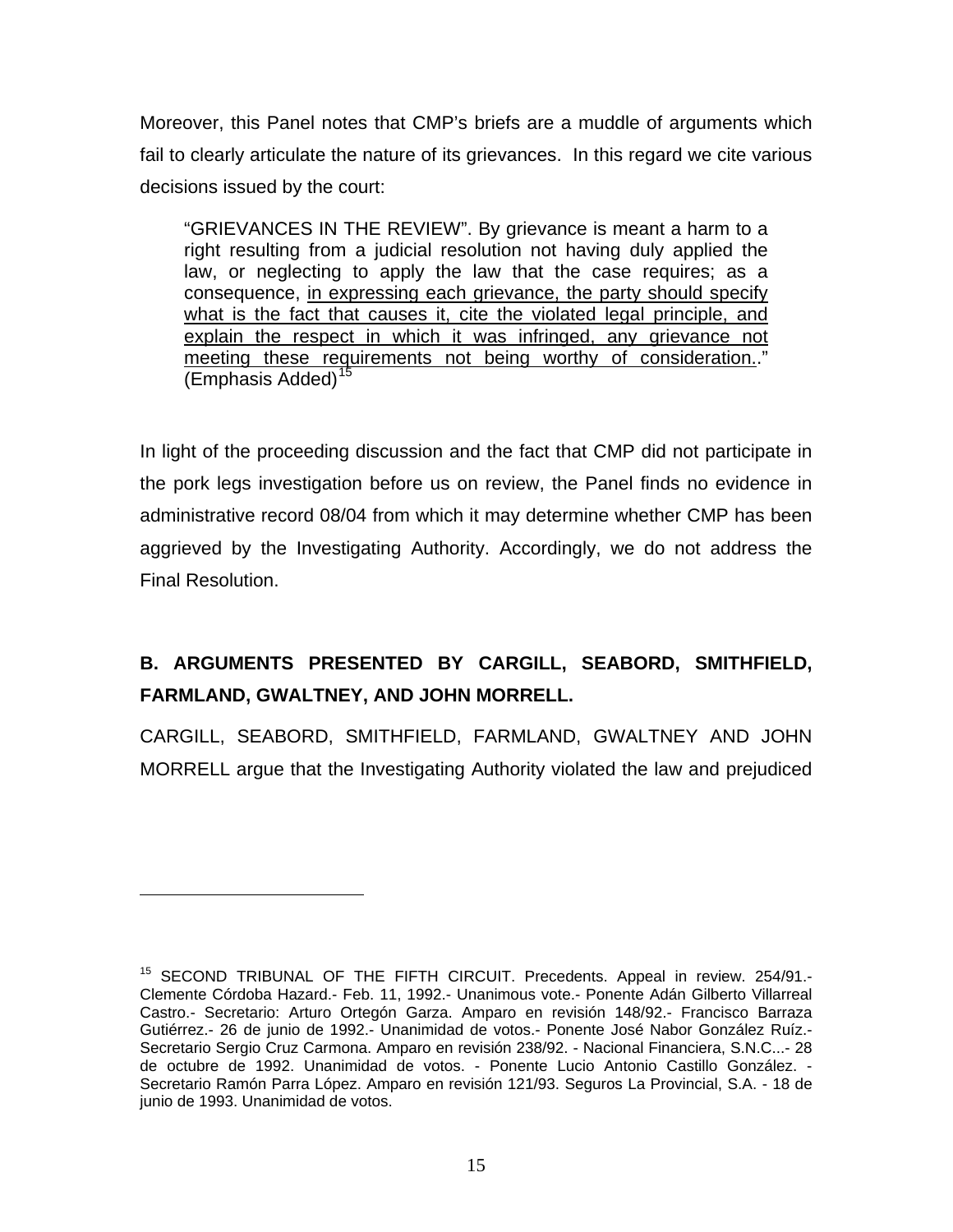Moreover, this Panel notes that CMP's briefs are a muddle of arguments which fail to clearly articulate the nature of its grievances. In this regard we cite various decisions issued by the court:

> "GRIEVANCES IN THE REVIEW". By grievance is meant a harm to a right resulting from a judicial resolution not having duly applied the law, or neglecting to apply the law that the case requires; as a consequence, <u>in expressing each grievance, the party should specify what is the fact that causes it, cite the violated legal principle, and explain the respect in which it was infringed, any grievance not meeting these requirements not being worthy of consideration.</u>." (Emphasis Added)[15]

In light of the proceeding discussion and the fact that CMP did not participate in the pork legs investigation before us on review, the Panel finds no evidence in administrative record 08/04 from which it may determine whether CMP has been aggrieved by the Investigating Authority. Accordingly, we do not address the Final Resolution.

## B. ARGUMENTS PRESENTED BY CARGILL, SEABORD, SMITHFIELD, FARMLAND, GWALTNEY, AND JOHN MORRELL.

CARGILL, SEABORD, SMITHFIELD, FARMLAND, GWALTNEY AND JOHN MORRELL argue that the Investigating Authority violated the law and prejudiced

---

[15] SECOND TRIBUNAL OF THE FIFTH CIRCUIT. Precedents. Appeal in review. 254/91.- Clemente Córdoba Hazard.- Feb. 11, 1992.- Unanimous vote.- Ponente Adán Gilberto Villarreal Castro.- Secretario: Arturo Ortegón Garza. Amparo en revisión 148/92.- Francisco Barraza Gutiérrez.- 26 de junio de 1992.- Unanimidad de votos.- Ponente José Nabor González Ruíz.- Secretario Sergio Cruz Carmona. Amparo en revisión 238/92. - Nacional Financiera, S.N.C...- 28 de octubre de 1992. Unanimidad de votos. - Ponente Lucio Antonio Castillo González. - Secretario Ramón Parra López. Amparo en revisión 121/93. Seguros La Provincial, S.A. - 18 de junio de 1993. Unanimidad de votos.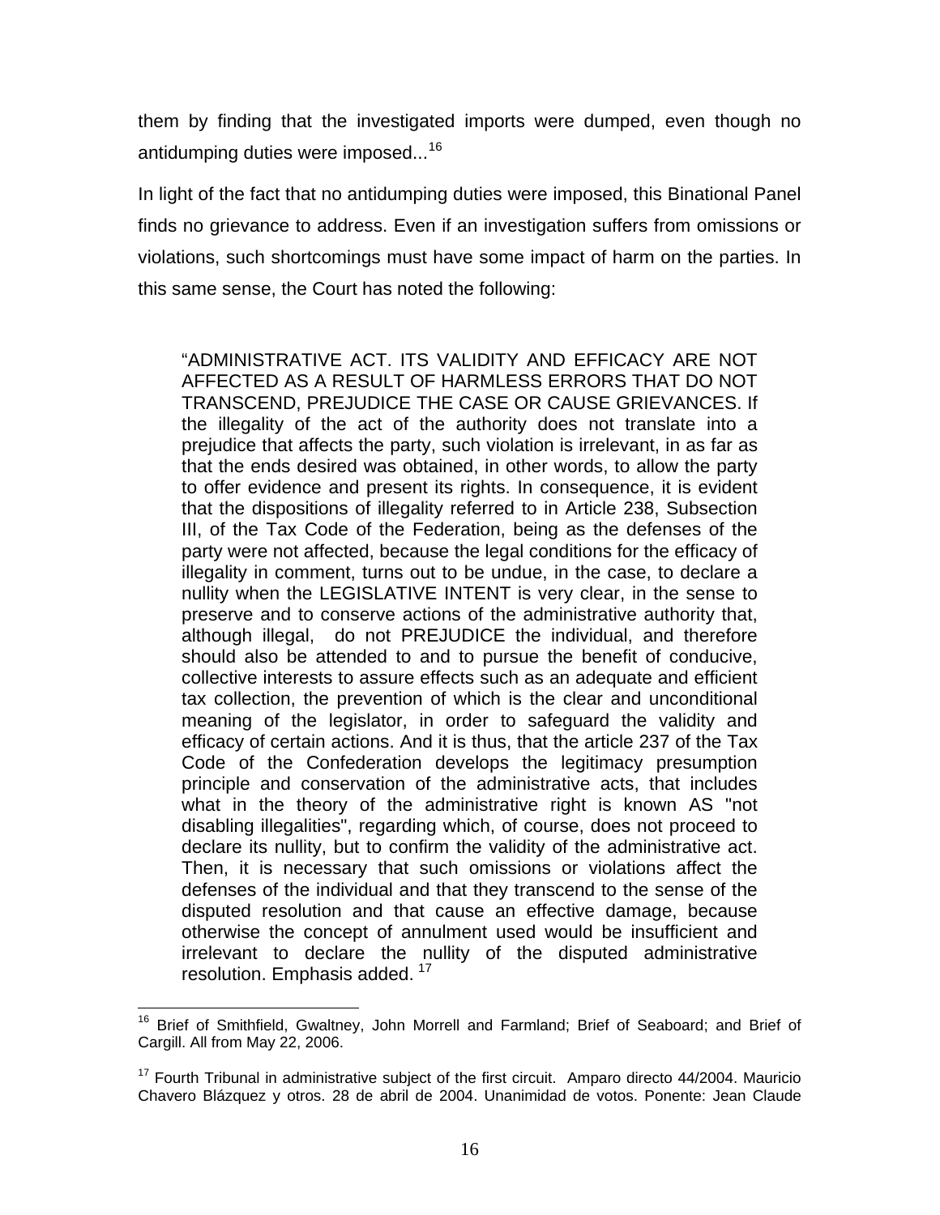them by finding that the investigated imports were dumped, even though no antidumping duties were imposed...[16]

In light of the fact that no antidumping duties were imposed, this Binational Panel finds no grievance to address. Even if an investigation suffers from omissions or violations, such shortcomings must have some impact of harm on the parties. In this same sense, the Court has noted the following:

> "ADMINISTRATIVE ACT. ITS VALIDITY AND EFFICACY ARE NOT AFFECTED AS A RESULT OF HARMLESS ERRORS THAT DO NOT TRANSCEND, PREJUDICE THE CASE OR CAUSE GRIEVANCES. If the illegality of the act of the authority does not translate into a prejudice that affects the party, such violation is irrelevant, in as far as that the ends desired was obtained, in other words, to allow the party to offer evidence and present its rights. In consequence, it is evident that the dispositions of illegality referred to in Article 238, Subsection III, of the Tax Code of the Federation, being as the defenses of the party were not affected, because the legal conditions for the efficacy of illegality in comment, turns out to be undue, in the case, to declare a nullity when the LEGISLATIVE INTENT is very clear, in the sense to preserve and to conserve actions of the administrative authority that, although illegal, do not PREJUDICE the individual, and therefore should also be attended to and to pursue the benefit of conducive, collective interests to assure effects such as an adequate and efficient tax collection, the prevention of which is the clear and unconditional meaning of the legislator, in order to safeguard the validity and efficacy of certain actions. And it is thus, that the article 237 of the Tax Code of the Confederation develops the legitimacy presumption principle and conservation of the administrative acts, that includes what in the theory of the administrative right is known AS "not disabling illegalities", regarding which, of course, does not proceed to declare its nullity, but to confirm the validity of the administrative act. Then, it is necessary that such omissions or violations affect the defenses of the individual and that they transcend to the sense of the disputed resolution and that cause an effective damage, because otherwise the concept of annulment used would be insufficient and irrelevant to declare the nullity of the disputed administrative resolution. Emphasis added. [17]

---

[16] Brief of Smithfield, Gwaltney, John Morrell and Farmland; Brief of Seaboard; and Brief of Cargill. All from May 22, 2006.

[17] Fourth Tribunal in administrative subject of the first circuit. Amparo directo 44/2004. Mauricio Chavero Blázquez y otros. 28 de abril de 2004. Unanimidad de votos. Ponente: Jean Claude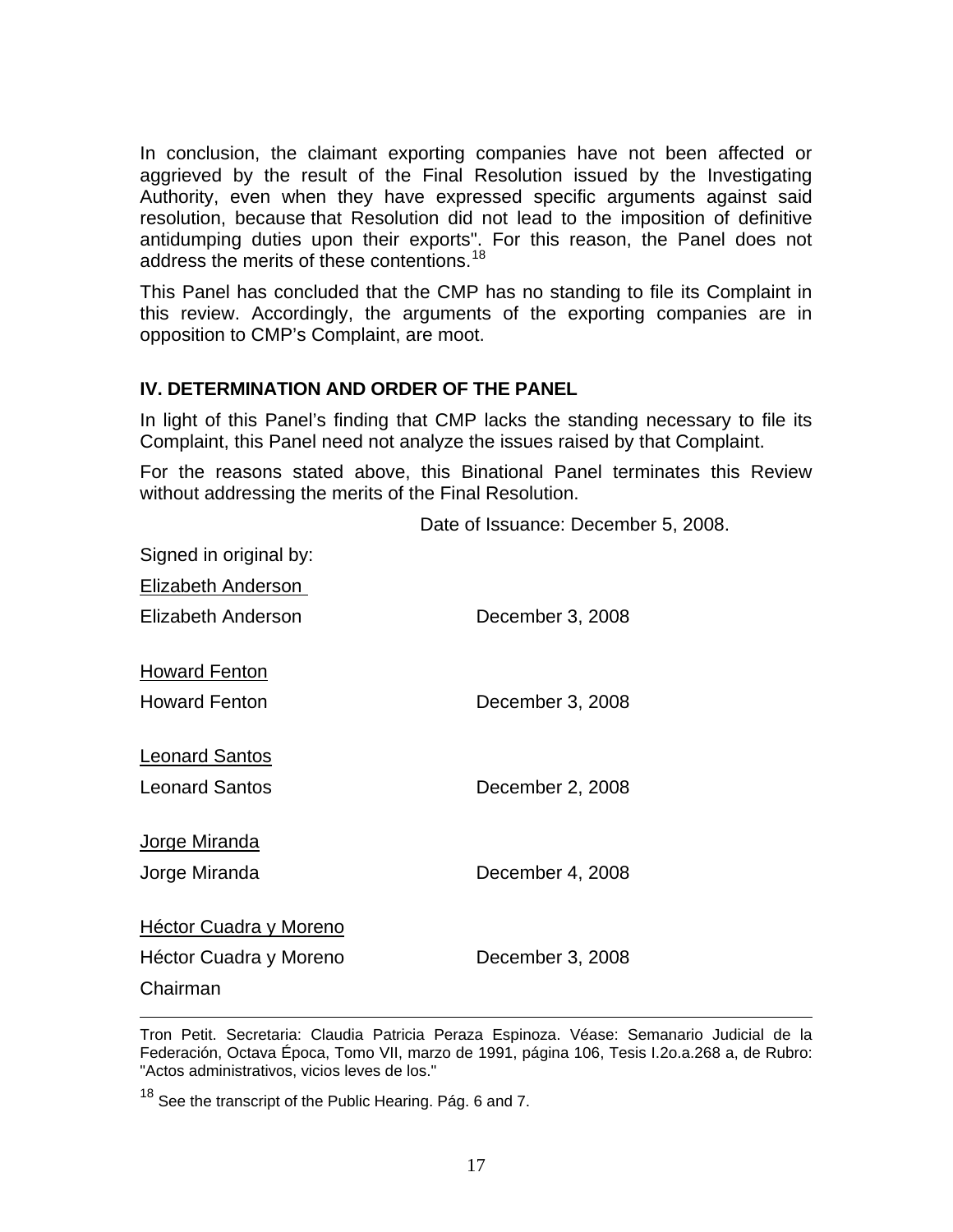In conclusion, the claimant exporting companies have not been affected or aggrieved by the result of the Final Resolution issued by the Investigating Authority, even when they have expressed specific arguments against said resolution, because that Resolution did not lead to the imposition of definitive antidumping duties upon their exports". For this reason, the Panel does not address the merits of these contentions.[18]

This Panel has concluded that the CMP has no standing to file its Complaint in this review. Accordingly, the arguments of the exporting companies are in opposition to CMP's Complaint, are moot.

## IV. DETERMINATION AND ORDER OF THE PANEL

In light of this Panel's finding that CMP lacks the standing necessary to file its Complaint, this Panel need not analyze the issues raised by that Complaint.

For the reasons stated above, this Binational Panel terminates this Review without addressing the merits of the Final Resolution.

Date of Issuance: December 5, 2008.

Signed in original by:

Elizabeth Anderson
Elizabeth Anderson — December 3, 2008

Howard Fenton
Howard Fenton — December 3, 2008

Leonard Santos
Leonard Santos — December 2, 2008

Jorge Miranda
Jorge Miranda — December 4, 2008

Héctor Cuadra y Moreno
Héctor Cuadra y Moreno — December 3, 2008
Chairman

---

Tron Petit. Secretaria: Claudia Patricia Peraza Espinoza. Véase: Semanario Judicial de la Federación, Octava Época, Tomo VII, marzo de 1991, página 106, Tesis I.2o.a.268 a, de Rubro: "Actos administrativos, vicios leves de los."

[18] See the transcript of the Public Hearing. Pág. 6 and 7.